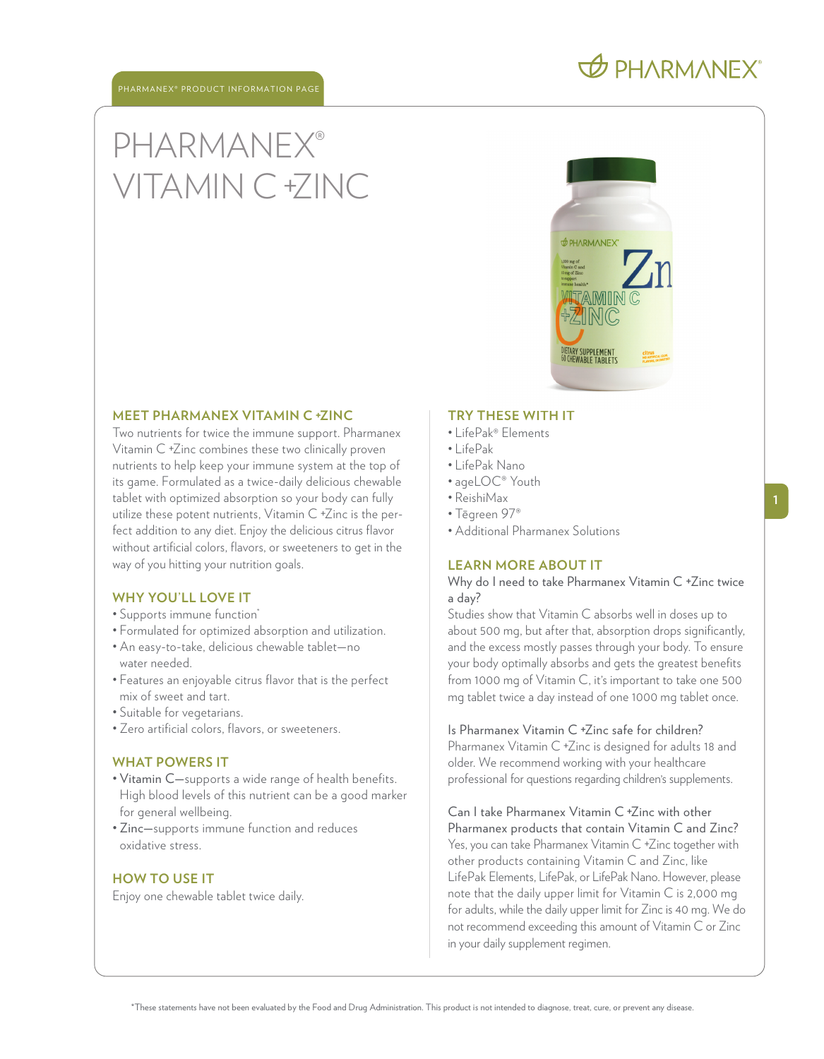PHARMANEX® PRODUCT INFORMATION PAGE

# PHARMANEX® VITAMIN C +ZINC

## MEET PHARMANEX VITAMIN C +ZINC

Two nutrients for twice the immune support. Pharmanex Vitamin C +Zinc combines these two clinically proven nutrients to help keep your immune system at the top of its game. Formulated as a twice-daily delicious chewable tablet with optimized absorption so your body can fully utilize these potent nutrients, Vitamin C +Zinc is the perfect addition to any diet. Enjoy the delicious citrus flavor without artificial colors, flavors, or sweeteners to get in the way of you hitting your nutrition goals.

## WHY YOU'LL LOVE IT

- Supports immune function*
- Formulated for optimized absorption and utilization.
- An easy-to-take, delicious chewable tablet—no water needed.
- Features an enjoyable citrus flavor that is the perfect mix of sweet and tart.
- Suitable for vegetarians.
- Zero artificial colors, flavors, or sweeteners.

## WHAT POWERS IT

- Vitamin C—supports a wide range of health benefits. High blood levels of this nutrient can be a good marker for general wellbeing.
- Zinc—supports immune function and reduces oxidative stress.

## HOW TO USE IT

Enjoy one chewable tablet twice daily.

## TRY THESE WITH IT

- LifePak® Elements
- LifePak
- LifePak Nano
- ageLOC® Youth
- ReishiMax
- Tēgreen 97®
- Additional Pharmanex Solutions

## LEARN MORE ABOUT IT

Why do I need to take Pharmanex Vitamin C +Zinc twice a day?

Studies show that Vitamin C absorbs well in doses up to about 500 mg, but after that, absorption drops significantly, and the excess mostly passes through your body. To ensure your body optimally absorbs and gets the greatest benefits from 1000 mg of Vitamin C, it's important to take one 500 mg tablet twice a day instead of one 1000 mg tablet once.

Is Pharmanex Vitamin C +Zinc safe for children?

Pharmanex Vitamin C +Zinc is designed for adults 18 and older. We recommend working with your healthcare professional for questions regarding children's supplements.

Can I take Pharmanex Vitamin C +Zinc with other Pharmanex products that contain Vitamin C and Zinc?

Yes, you can take Pharmanex Vitamin C +Zinc together with other products containing Vitamin C and Zinc, like LifePak Elements, LifePak, or LifePak Nano. However, please note that the daily upper limit for Vitamin C is 2,000 mg for adults, while the daily upper limit for Zinc is 40 mg. We do not recommend exceeding this amount of Vitamin C or Zinc in your daily supplement regimen.

*These statements have not been evaluated by the Food and Drug Administration. This product is not intended to diagnose, treat, cure, or prevent any disease.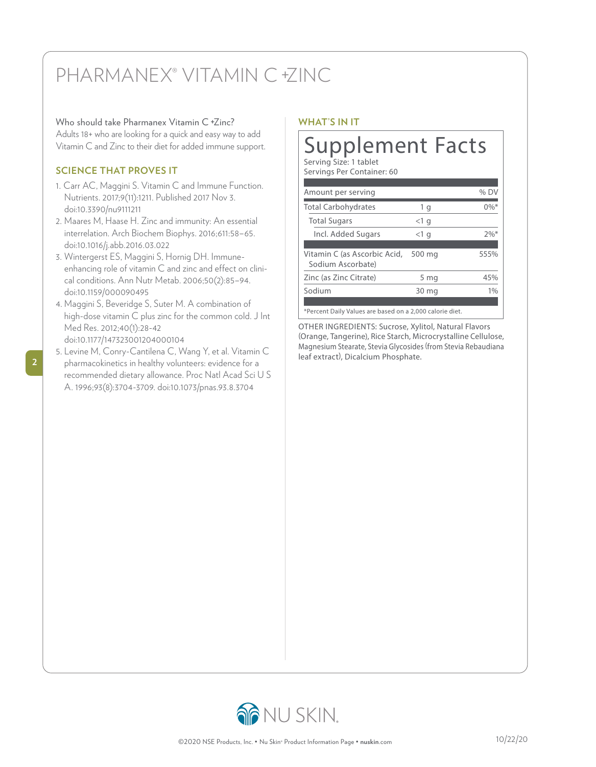# PHARMANEX® VITAMIN C +ZINC

Who should take Pharmanex Vitamin C +Zinc?
Adults 18+ who are looking for a quick and easy way to add Vitamin C and Zinc to their diet for added immune support.

## SCIENCE THAT PROVES IT

1. Carr AC, Maggini S. Vitamin C and Immune Function. Nutrients. 2017;9(11):1211. Published 2017 Nov 3. doi:10.3390/nu9111211
2. Maares M, Haase H. Zinc and immunity: An essential interrelation. Arch Biochem Biophys. 2016;611:58–65. doi:10.1016/j.abb.2016.03.022
3. Wintergerst ES, Maggini S, Hornig DH. Immune-enhancing role of vitamin C and zinc and effect on clinical conditions. Ann Nutr Metab. 2006;50(2):85–94. doi:10.1159/000090495
4. Maggini S, Beveridge S, Suter M. A combination of high-dose vitamin C plus zinc for the common cold. J Int Med Res. 2012;40(1):28-42 doi:10.1177/147323001204000104
5. Levine M, Conry-Cantilena C, Wang Y, et al. Vitamin C pharmacokinetics in healthy volunteers: evidence for a recommended dietary allowance. Proc Natl Acad Sci U S A. 1996;93(8):3704-3709. doi:10.1073/pnas.93.8.3704

## WHAT'S IN IT

### Supplement Facts

Serving Size: 1 tablet
Servings Per Container: 60

| Amount per serving | | % DV |
|---|---|---|
| Total Carbohydrates | 1 g | 0%* |
| Total Sugars | <1 g | |
| Incl. Added Sugars | <1 g | 2%* |
| Vitamin C (as Ascorbic Acid, Sodium Ascorbate) | 500 mg | 555% |
| Zinc (as Zinc Citrate) | 5 mg | 45% |
| Sodium | 30 mg | 1% |

*Percent Daily Values are based on a 2,000 calorie diet.

OTHER INGREDIENTS: Sucrose, Xylitol, Natural Flavors (Orange, Tangerine), Rice Starch, Microcrystalline Cellulose, Magnesium Stearate, Stevia Glycosides (from Stevia Rebaudiana leaf extract), Dicalcium Phosphate.

NU SKIN.

©2020 NSE Products, Inc. • Nu Skin® Product Information Page • nuskin.com

10/22/20